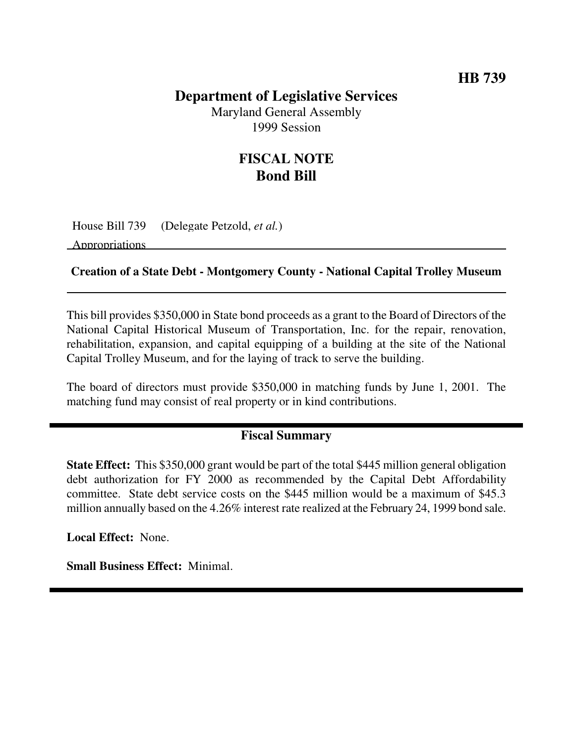**HB 739**

# Department of Legislative Services

Maryland General Assembly
1999 Session

## FISCAL NOTE
## Bond Bill

House Bill 739 (Delegate Petzold, *et al.*)
Appropriations

**Creation of a State Debt - Montgomery County - National Capital Trolley Museum**

This bill provides $350,000 in State bond proceeds as a grant to the Board of Directors of the National Capital Historical Museum of Transportation, Inc. for the repair, renovation, rehabilitation, expansion, and capital equipping of a building at the site of the National Capital Trolley Museum, and for the laying of track to serve the building.

The board of directors must provide $350,000 in matching funds by June 1, 2001. The matching fund may consist of real property or in kind contributions.

### Fiscal Summary

**State Effect:** This $350,000 grant would be part of the total $445 million general obligation debt authorization for FY 2000 as recommended by the Capital Debt Affordability committee. State debt service costs on the $445 million would be a maximum of $45.3 million annually based on the 4.26% interest rate realized at the February 24, 1999 bond sale.

**Local Effect:** None.

**Small Business Effect:** Minimal.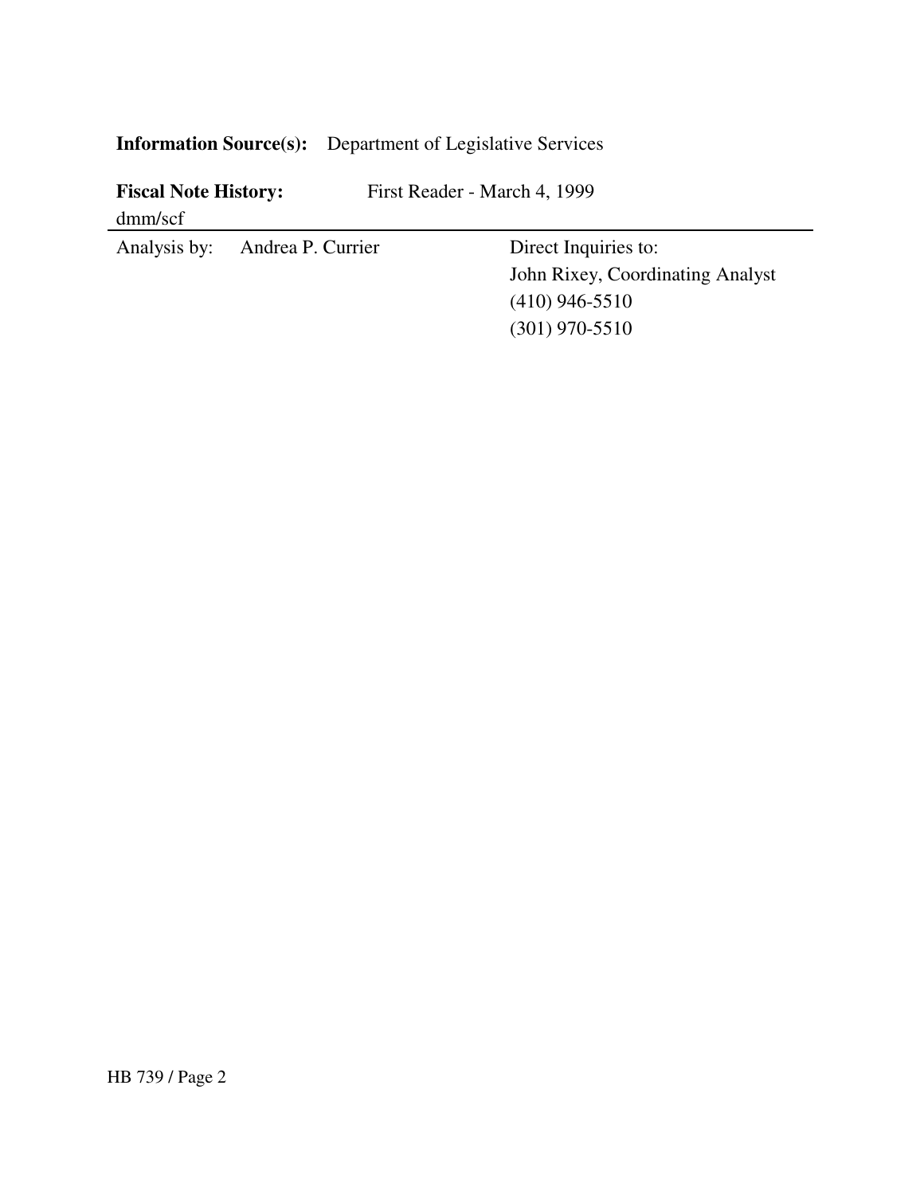**Information Source(s):** Department of Legislative Services

**Fiscal Note History:** First Reader - March 4, 1999

dmm/scf

---

Analysis by: Andrea P. Currier

Direct Inquiries to:
John Rixey, Coordinating Analyst
(410) 946-5510
(301) 970-5510